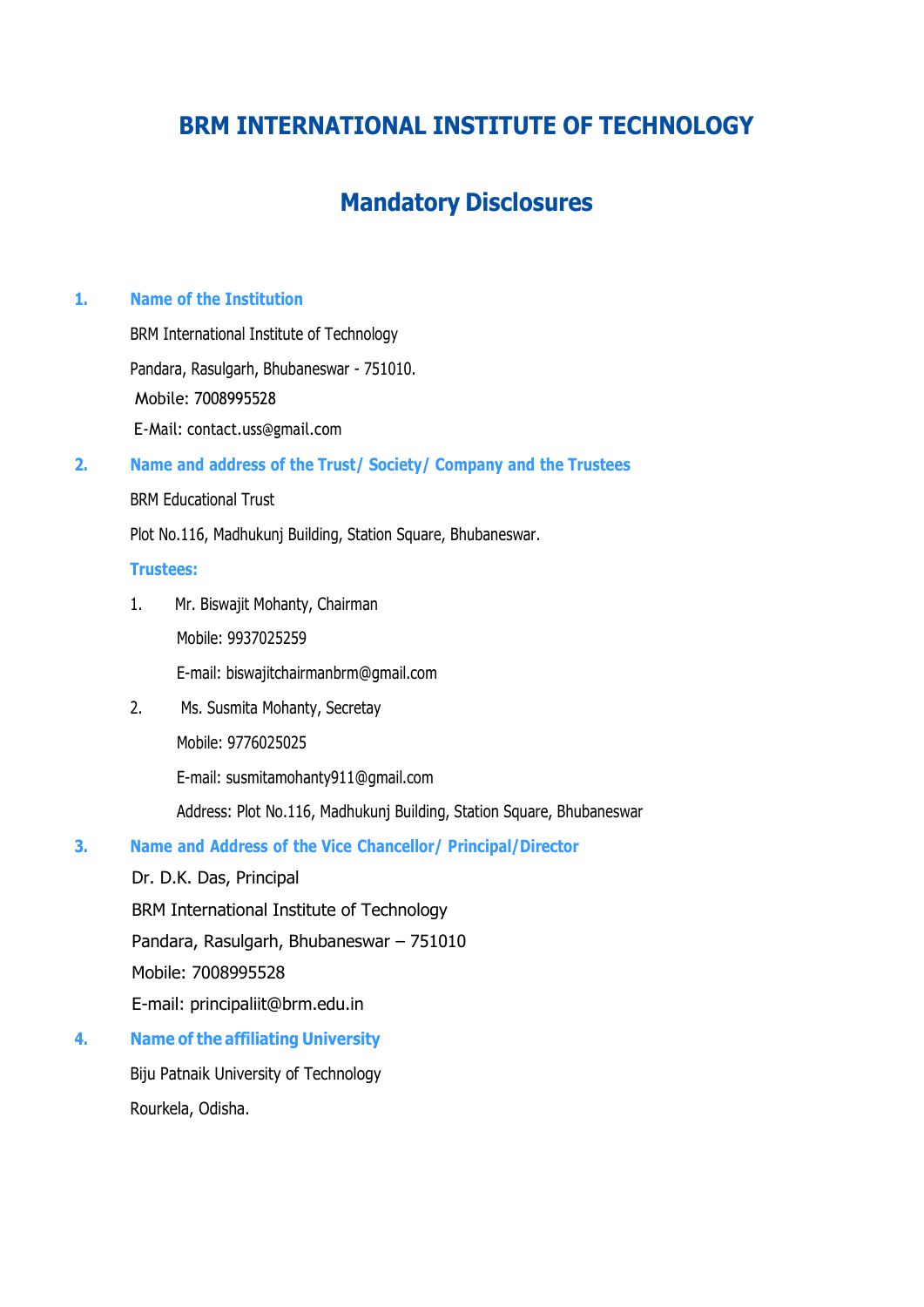# BRM INTERNATIONAL INSTITUTE OF TECHNOLOGY

## Mandatory Disclosures

### 1. Name of the Institution

BRM International Institute of Technology

Pandara, Rasulgarh, Bhubaneswar - 751010.

Mobile: 7008995528

E-Mail: contact.uss@gmail.com

### 2. Name and address of the Trust/ Society/ Company and the Trustees

BRM Educational Trust

Plot No.116, Madhukunj Building, Station Square, Bhubaneswar.

**Trustees:**

1. Mr. Biswajit Mohanty, Chairman

   Mobile: 9937025259

   E-mail: biswajitchairmanbrm@gmail.com

2. Ms. Susmita Mohanty, Secretay

   Mobile: 9776025025

   E-mail: susmitamohanty911@gmail.com

   Address: Plot No.116, Madhukunj Building, Station Square, Bhubaneswar

### 3. Name and Address of the Vice Chancellor/ Principal/Director

Dr. D.K. Das, Principal

BRM International Institute of Technology

Pandara, Rasulgarh, Bhubaneswar – 751010

Mobile: 7008995528

E-mail: principaliit@brm.edu.in

### 4. Name of the affiliating University

Biju Patnaik University of Technology

Rourkela, Odisha.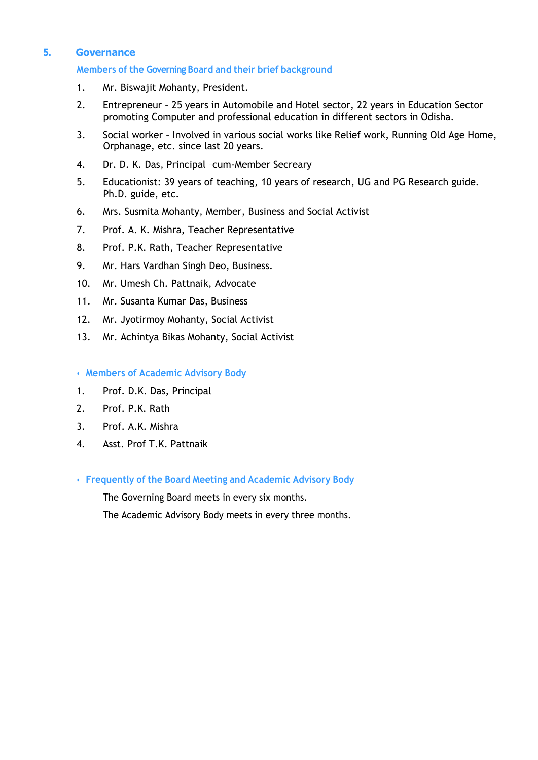## 5. Governance

### Members of the Governing Board and their brief background

1. Mr. Biswajit Mohanty, President.
2. Entrepreneur – 25 years in Automobile and Hotel sector, 22 years in Education Sector promoting Computer and professional education in different sectors in Odisha.
3. Social worker – Involved in various social works like Relief work, Running Old Age Home, Orphanage, etc. since last 20 years.
4. Dr. D. K. Das, Principal –cum-Member Secreary
5. Educationist: 39 years of teaching, 10 years of research, UG and PG Research guide. Ph.D. guide, etc.
6. Mrs. Susmita Mohanty, Member, Business and Social Activist
7. Prof. A. K. Mishra, Teacher Representative
8. Prof. P.K. Rath, Teacher Representative
9. Mr. Hars Vardhan Singh Deo, Business.
10. Mr. Umesh Ch. Pattnaik, Advocate
11. Mr. Susanta Kumar Das, Business
12. Mr. Jyotirmoy Mohanty, Social Activist
13. Mr. Achintya Bikas Mohanty, Social Activist

### Members of Academic Advisory Body

1. Prof. D.K. Das, Principal
2. Prof. P.K. Rath
3. Prof. A.K. Mishra
4. Asst. Prof T.K. Pattnaik

### Frequently of the Board Meeting and Academic Advisory Body

The Governing Board meets in every six months.

The Academic Advisory Body meets in every three months.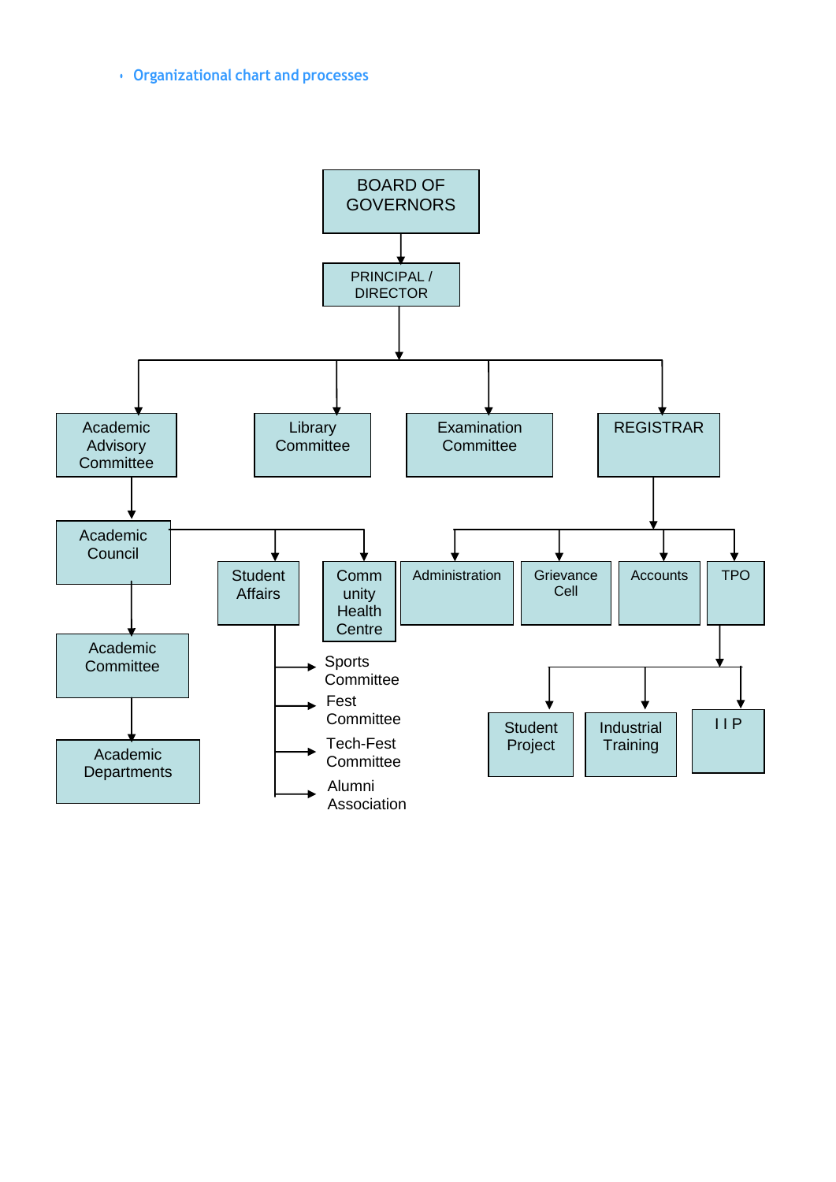- Organizational chart and processes

- BOARD OF GOVERNORS
  - PRINCIPAL / DIRECTOR
    - Academic Advisory Committee
      - Academic Council
        - Academic Committee
          - Academic Departments
        - Student Affairs
          - Sports Committee
          - Fest Committee
          - Tech-Fest Committee
          - Alumni Association
        - Comm unity Health Centre
    - Library Committee
    - Examination Committee
    - REGISTRAR
      - Administration
      - Grievance Cell
      - Accounts
      - TPO
        - Student Project
        - Industrial Training
        - I I P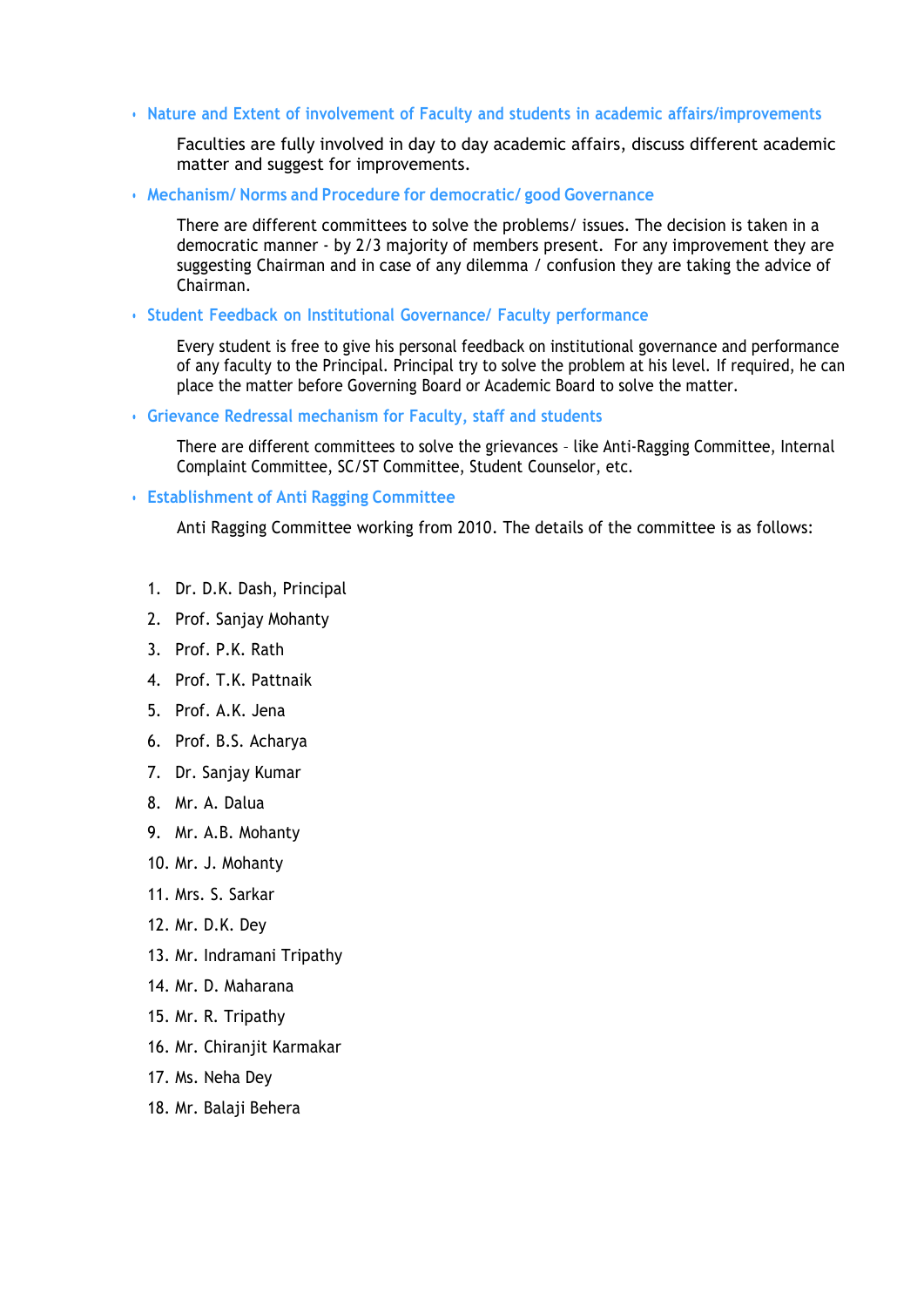- **Nature and Extent of involvement of Faculty and students in academic affairs/improvements**

  Faculties are fully involved in day to day academic affairs, discuss different academic matter and suggest for improvements.

- **Mechanism/ Norms and Procedure for democratic/ good Governance**

  There are different committees to solve the problems/ issues. The decision is taken in a democratic manner - by 2/3 majority of members present. For any improvement they are suggesting Chairman and in case of any dilemma / confusion they are taking the advice of Chairman.

- **Student Feedback on Institutional Governance/ Faculty performance**

  Every student is free to give his personal feedback on institutional governance and performance of any faculty to the Principal. Principal try to solve the problem at his level. If required, he can place the matter before Governing Board or Academic Board to solve the matter.

- **Grievance Redressal mechanism for Faculty, staff and students**

  There are different committees to solve the grievances – like Anti-Ragging Committee, Internal Complaint Committee, SC/ST Committee, Student Counselor, etc.

- **Establishment of Anti Ragging Committee**

  Anti Ragging Committee working from 2010. The details of the committee is as follows:

1. Dr. D.K. Dash, Principal
2. Prof. Sanjay Mohanty
3. Prof. P.K. Rath
4. Prof. T.K. Pattnaik
5. Prof. A.K. Jena
6. Prof. B.S. Acharya
7. Dr. Sanjay Kumar
8. Mr. A. Dalua
9. Mr. A.B. Mohanty
10. Mr. J. Mohanty
11. Mrs. S. Sarkar
12. Mr. D.K. Dey
13. Mr. Indramani Tripathy
14. Mr. D. Maharana
15. Mr. R. Tripathy
16. Mr. Chiranjit Karmakar
17. Ms. Neha Dey
18. Mr. Balaji Behera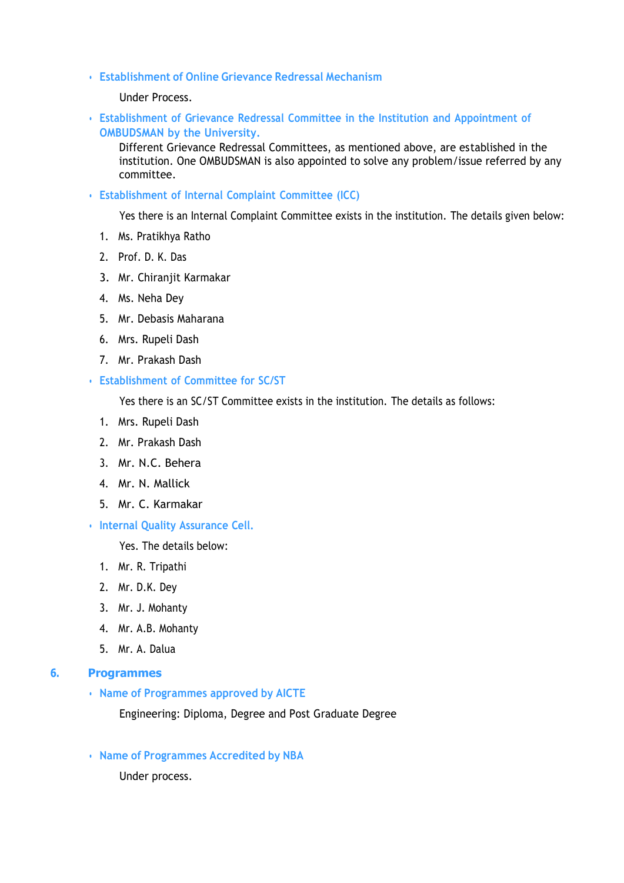- **Establishment of Online Grievance Redressal Mechanism**

  Under Process.

- **Establishment of Grievance Redressal Committee in the Institution and Appointment of OMBUDSMAN by the University.**

  Different Grievance Redressal Committees, as mentioned above, are established in the institution. One OMBUDSMAN is also appointed to solve any problem/issue referred by any committee.

- **Establishment of Internal Complaint Committee (ICC)**

  Yes there is an Internal Complaint Committee exists in the institution. The details given below:

1. Ms. Pratikhya Ratho
2. Prof. D. K. Das
3. Mr. Chiranjit Karmakar
4. Ms. Neha Dey
5. Mr. Debasis Maharana
6. Mrs. Rupeli Dash
7. Mr. Prakash Dash

- **Establishment of Committee for SC/ST**

  Yes there is an SC/ST Committee exists in the institution. The details as follows:

1. Mrs. Rupeli Dash
2. Mr. Prakash Dash
3. Mr. N.C. Behera
4. Mr. N. Mallick
5. Mr. C. Karmakar

- **Internal Quality Assurance Cell.**

  Yes. The details below:

1. Mr. R. Tripathi
2. Mr. D.K. Dey
3. Mr. J. Mohanty
4. Mr. A.B. Mohanty
5. Mr. A. Dalua

## 6. Programmes

- **Name of Programmes approved by AICTE**

  Engineering: Diploma, Degree and Post Graduate Degree

- **Name of Programmes Accredited by NBA**

  Under process.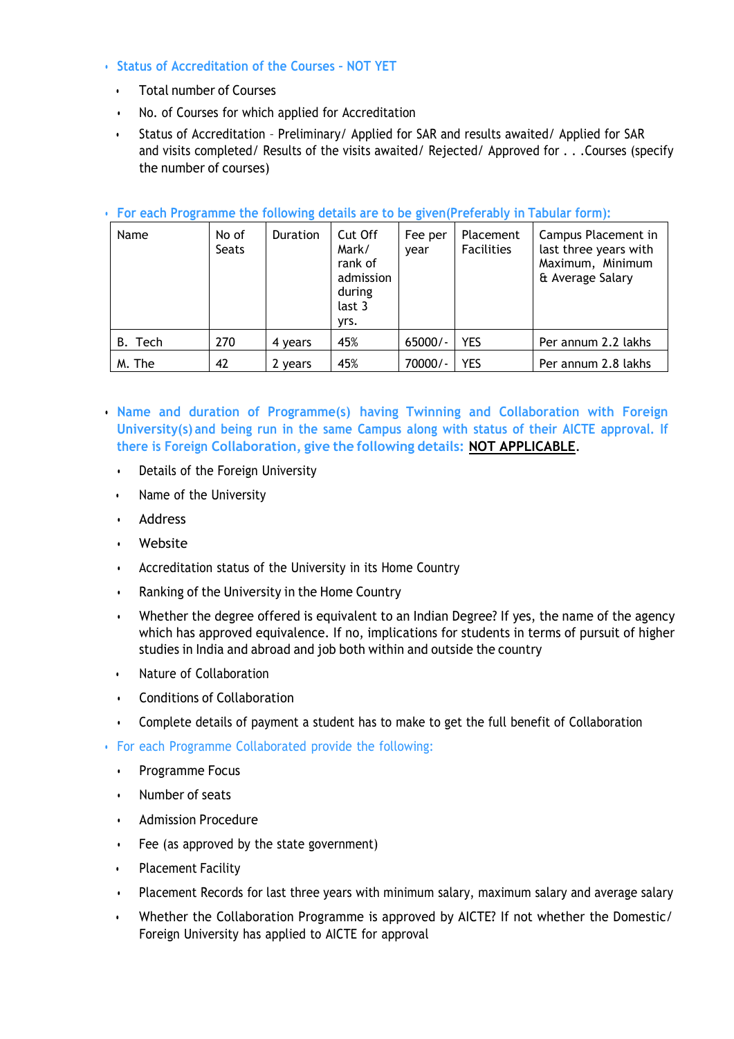- **Status of Accreditation of the Courses - NOT YET**
  - Total number of Courses
  - No. of Courses for which applied for Accreditation
  - Status of Accreditation – Preliminary/ Applied for SAR and results awaited/ Applied for SAR and visits completed/ Results of the visits awaited/ Rejected/ Approved for . . .Courses (specify the number of courses)

- **For each Programme the following details are to be given(Preferably in Tabular form):**

| Name | No of Seats | Duration | Cut Off Mark/ rank of admission during last 3 yrs. | Fee per year | Placement Facilities | Campus Placement in last three years with Maximum, Minimum & Average Salary |
|---|---|---|---|---|---|---|
| B. Tech | 270 | 4 years | 45% | 65000/- | YES | Per annum 2.2 lakhs |
| M. The | 42 | 2 years | 45% | 70000/- | YES | Per annum 2.8 lakhs |

- **Name and duration of Programme(s) having Twinning and Collaboration with Foreign University(s) and being run in the same Campus along with status of their AICTE approval. If there is Foreign Collaboration, give the following details:** **NOT APPLICABLE**.
  - Details of the Foreign University
  - Name of the University
  - Address
  - Website
  - Accreditation status of the University in its Home Country
  - Ranking of the University in the Home Country
  - Whether the degree offered is equivalent to an Indian Degree? If yes, the name of the agency which has approved equivalence. If no, implications for students in terms of pursuit of higher studies in India and abroad and job both within and outside the country
  - Nature of Collaboration
  - Conditions of Collaboration
  - Complete details of payment a student has to make to get the full benefit of Collaboration
- For each Programme Collaborated provide the following:
  - Programme Focus
  - Number of seats
  - Admission Procedure
  - Fee (as approved by the state government)
  - Placement Facility
  - Placement Records for last three years with minimum salary, maximum salary and average salary
  - Whether the Collaboration Programme is approved by AICTE? If not whether the Domestic/ Foreign University has applied to AICTE for approval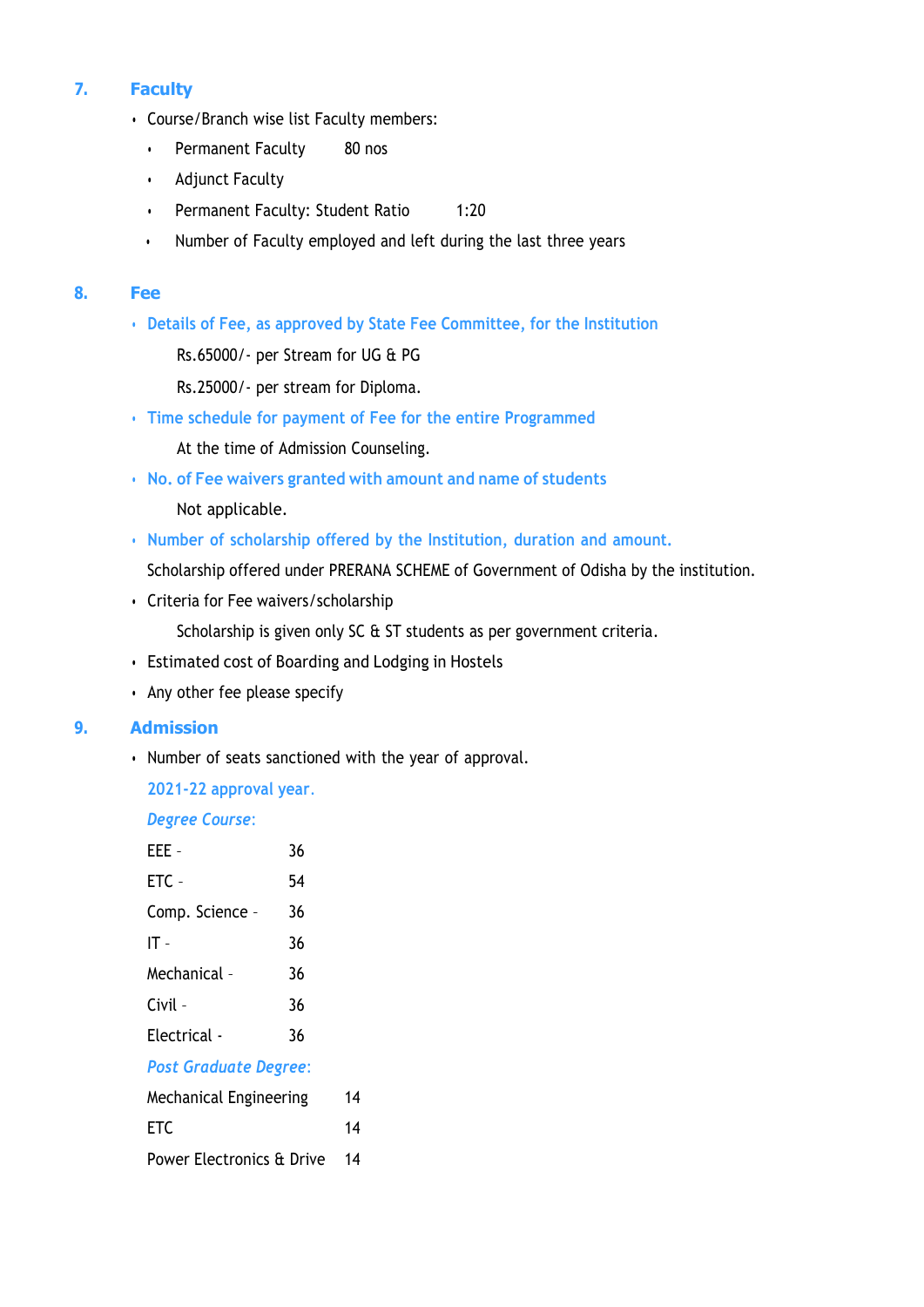## 7. Faculty

- Course/Branch wise list Faculty members:
  - Permanent Faculty 80 nos
  - Adjunct Faculty
  - Permanent Faculty: Student Ratio 1:20
  - Number of Faculty employed and left during the last three years

## 8. Fee

- **Details of Fee, as approved by State Fee Committee, for the Institution**

  Rs.65000/- per Stream for UG & PG

  Rs.25000/- per stream for Diploma.

- **Time schedule for payment of Fee for the entire Programmed**

  At the time of Admission Counseling.

- **No. of Fee waivers granted with amount and name of students**

  Not applicable.

- **Number of scholarship offered by the Institution, duration and amount.**

  Scholarship offered under PRERANA SCHEME of Government of Odisha by the institution.

- Criteria for Fee waivers/scholarship

  Scholarship is given only SC & ST students as per government criteria.

- Estimated cost of Boarding and Lodging in Hostels
- Any other fee please specify

## 9. Admission

- Number of seats sanctioned with the year of approval.

2021-22 approval year.

*Degree Course*:

| Branch | Seats |
|---|---|
| EEE - | 36 |
| ETC - | 54 |
| Comp. Science - | 36 |
| IT - | 36 |
| Mechanical - | 36 |
| Civil - | 36 |
| Electrical - | 36 |

*Post Graduate Degree*:

| Branch | Seats |
|---|---|
| Mechanical Engineering | 14 |
| ETC | 14 |
| Power Electronics & Drive | 14 |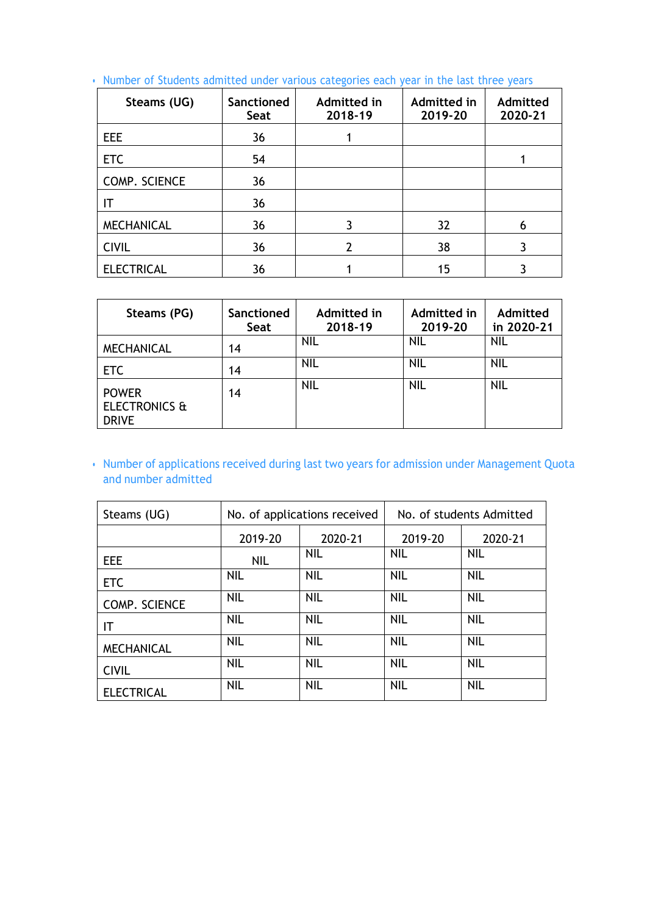- Number of Students admitted under various categories each year in the last three years

| Steams (UG) | Sanctioned Seat | Admitted in 2018-19 | Admitted in 2019-20 | Admitted 2020-21 |
|---|---|---|---|---|
| EEE | 36 | 1 | | |
| ETC | 54 | | | 1 |
| COMP. SCIENCE | 36 | | | |
| IT | 36 | | | |
| MECHANICAL | 36 | 3 | 32 | 6 |
| CIVIL | 36 | 2 | 38 | 3 |
| ELECTRICAL | 36 | 1 | 15 | 3 |

| Steams (PG) | Sanctioned Seat | Admitted in 2018-19 | Admitted in 2019-20 | Admitted in 2020-21 |
|---|---|---|---|---|
| MECHANICAL | 14 | NIL | NIL | NIL |
| ETC | 14 | NIL | NIL | NIL |
| POWER ELECTRONICS & DRIVE | 14 | NIL | NIL | NIL |

- Number of applications received during last two years for admission under Management Quota and number admitted

| Steams (UG) | No. of applications received | | No. of students Admitted | |
|---|---|---|---|---|
| | 2019-20 | 2020-21 | 2019-20 | 2020-21 |
| EEE | NIL | NIL | NIL | NIL |
| ETC | NIL | NIL | NIL | NIL |
| COMP. SCIENCE | NIL | NIL | NIL | NIL |
| IT | NIL | NIL | NIL | NIL |
| MECHANICAL | NIL | NIL | NIL | NIL |
| CIVIL | NIL | NIL | NIL | NIL |
| ELECTRICAL | NIL | NIL | NIL | NIL |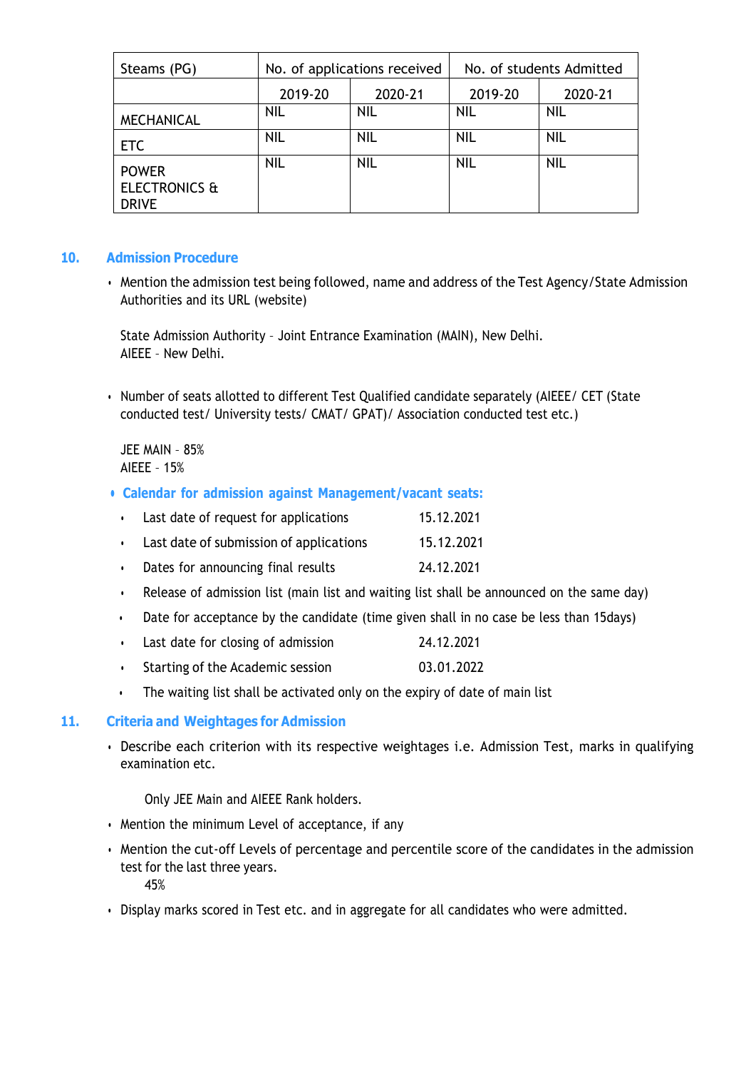| Steams (PG) | No. of applications received | | No. of students Admitted | |
|---|---|---|---|---|
| | 2019-20 | 2020-21 | 2019-20 | 2020-21 |
| MECHANICAL | NIL | NIL | NIL | NIL |
| ETC | NIL | NIL | NIL | NIL |
| POWER ELECTRONICS & DRIVE | NIL | NIL | NIL | NIL |

## 10. Admission Procedure

- Mention the admission test being followed, name and address of the Test Agency/State Admission Authorities and its URL (website)

  State Admission Authority – Joint Entrance Examination (MAIN), New Delhi.
  AIEEE – New Delhi.

- Number of seats allotted to different Test Qualified candidate separately (AIEEE/ CET (State conducted test/ University tests/ CMAT/ GPAT)/ Association conducted test etc.)

  JEE MAIN – 85%
  AIEEE – 15%

- **Calendar for admission against Management/vacant seats:**
  - Last date of request for applications 15.12.2021
  - Last date of submission of applications 15.12.2021
  - Dates for announcing final results 24.12.2021
  - Release of admission list (main list and waiting list shall be announced on the same day)
  - Date for acceptance by the candidate (time given shall in no case be less than 15days)
  - Last date for closing of admission 24.12.2021
  - Starting of the Academic session 03.01.2022
  - The waiting list shall be activated only on the expiry of date of main list

## 11. Criteria and Weightages for Admission

- Describe each criterion with its respective weightages i.e. Admission Test, marks in qualifying examination etc.

  Only JEE Main and AIEEE Rank holders.

- Mention the minimum Level of acceptance, if any
- Mention the cut-off Levels of percentage and percentile score of the candidates in the admission test for the last three years.

  45%

- Display marks scored in Test etc. and in aggregate for all candidates who were admitted.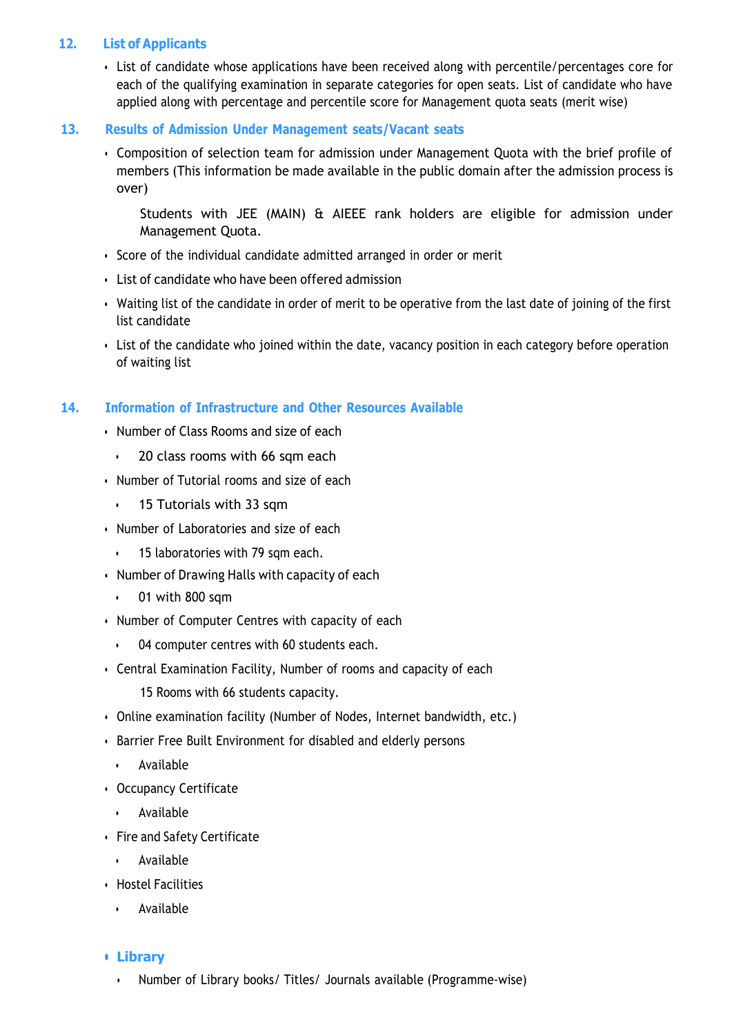## 12. List of Applicants

- List of candidate whose applications have been received along with percentile/percentages core for each of the qualifying examination in separate categories for open seats. List of candidate who have applied along with percentage and percentile score for Management quota seats (merit wise)

## 13. Results of Admission Under Management seats/Vacant seats

- Composition of selection team for admission under Management Quota with the brief profile of members (This information be made available in the public domain after the admission process is over)

  Students with JEE (MAIN) & AIEEE rank holders are eligible for admission under Management Quota.

- Score of the individual candidate admitted arranged in order or merit
- List of candidate who have been offered admission
- Waiting list of the candidate in order of merit to be operative from the last date of joining of the first list candidate
- List of the candidate who joined within the date, vacancy position in each category before operation of waiting list

## 14. Information of Infrastructure and Other Resources Available

- Number of Class Rooms and size of each
  - 20 class rooms with 66 sqm each
- Number of Tutorial rooms and size of each
  - 15 Tutorials with 33 sqm
- Number of Laboratories and size of each
  - 15 laboratories with 79 sqm each.
- Number of Drawing Halls with capacity of each
  - 01 with 800 sqm
- Number of Computer Centres with capacity of each
  - 04 computer centres with 60 students each.
- Central Examination Facility, Number of rooms and capacity of each

  15 Rooms with 66 students capacity.

- Online examination facility (Number of Nodes, Internet bandwidth, etc.)
- Barrier Free Built Environment for disabled and elderly persons
  - Available
- Occupancy Certificate
  - Available
- Fire and Safety Certificate
  - Available
- Hostel Facilities
  - Available

- **Library**
  - Number of Library books/ Titles/ Journals available (Programme-wise)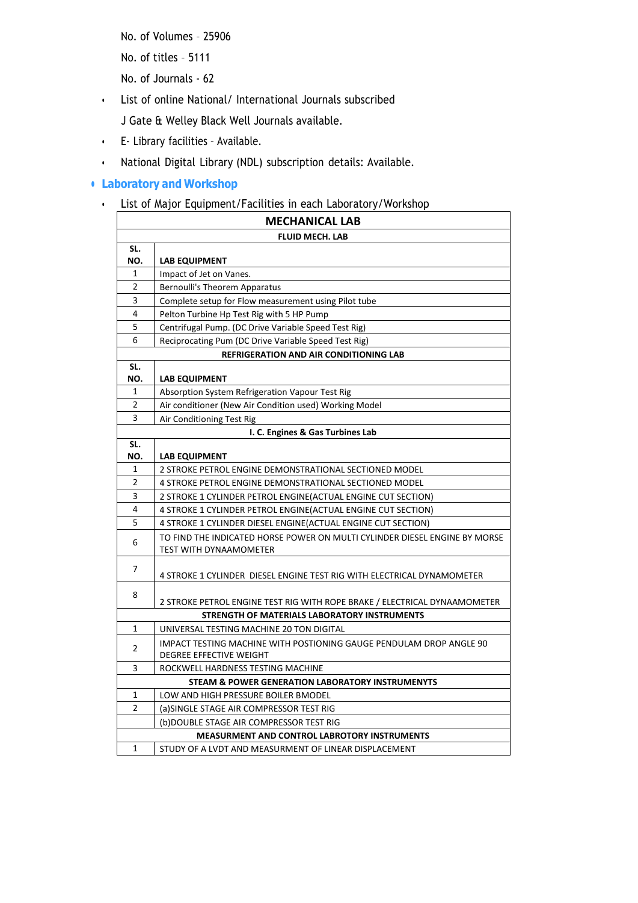No. of Volumes – 25906

No. of titles – 5111

No. of Journals - 62

- List of online National/ International Journals subscribed

  J Gate & Welley Black Well Journals available.

- E- Library facilities – Available.
- National Digital Library (NDL) subscription details: Available.

## Laboratory and Workshop

- List of Major Equipment/Facilities in each Laboratory/Workshop

| **MECHANICAL LAB** | |
|---|---|
| **FLUID MECH. LAB** | |
| **SL. NO.** | **LAB EQUIPMENT** |
| 1 | Impact of Jet on Vanes. |
| 2 | Bernoulli's Theorem Apparatus |
| 3 | Complete setup for Flow measurement using Pilot tube |
| 4 | Pelton Turbine Hp Test Rig with 5 HP Pump |
| 5 | Centrifugal Pump. (DC Drive Variable Speed Test Rig) |
| 6 | Reciprocating Pum (DC Drive Variable Speed Test Rig) |
| **REFRIGERATION AND AIR CONDITIONING LAB** | |
| **SL. NO.** | **LAB EQUIPMENT** |
| 1 | Absorption System Refrigeration Vapour Test Rig |
| 2 | Air conditioner (New Air Condition used) Working Model |
| 3 | Air Conditioning Test Rig |
| **I. C. Engines & Gas Turbines Lab** | |
| **SL. NO.** | **LAB EQUIPMENT** |
| 1 | 2 STROKE PETROL ENGINE DEMONSTRATIONAL SECTIONED MODEL |
| 2 | 4 STROKE PETROL ENGINE DEMONSTRATIONAL SECTIONED MODEL |
| 3 | 2 STROKE 1 CYLINDER PETROL ENGINE(ACTUAL ENGINE CUT SECTION) |
| 4 | 4 STROKE 1 CYLINDER PETROL ENGINE(ACTUAL ENGINE CUT SECTION) |
| 5 | 4 STROKE 1 CYLINDER DIESEL ENGINE(ACTUAL ENGINE CUT SECTION) |
| 6 | TO FIND THE INDICATED HORSE POWER ON MULTI CYLINDER DIESEL ENGINE BY MORSE TEST WITH DYNAAMOMETER |
| 7 | 4 STROKE 1 CYLINDER DIESEL ENGINE TEST RIG WITH ELECTRICAL DYNAMOMETER |
| 8 | 2 STROKE PETROL ENGINE TEST RIG WITH ROPE BRAKE / ELECTRICAL DYNAAMOMETER |
| **STRENGTH OF MATERIALS LABORATORY INSTRUMENTS** | |
| 1 | UNIVERSAL TESTING MACHINE 20 TON DIGITAL |
| 2 | IMPACT TESTING MACHINE WITH POSTIONING GAUGE PENDULAM DROP ANGLE 90 DEGREE EFFECTIVE WEIGHT |
| 3 | ROCKWELL HARDNESS TESTING MACHINE |
| **STEAM & POWER GENERATION LABORATORY INSTRUMENYTS** | |
| 1 | LOW AND HIGH PRESSURE BOILER BMODEL |
| 2 | (a)SINGLE STAGE AIR COMPRESSOR TEST RIG |
| | (b)DOUBLE STAGE AIR COMPRESSOR TEST RIG |
| **MEASURMENT AND CONTROL LABROTORY INSTRUMENTS** | |
| 1 | STUDY OF A LVDT AND MEASURMENT OF LINEAR DISPLACEMENT |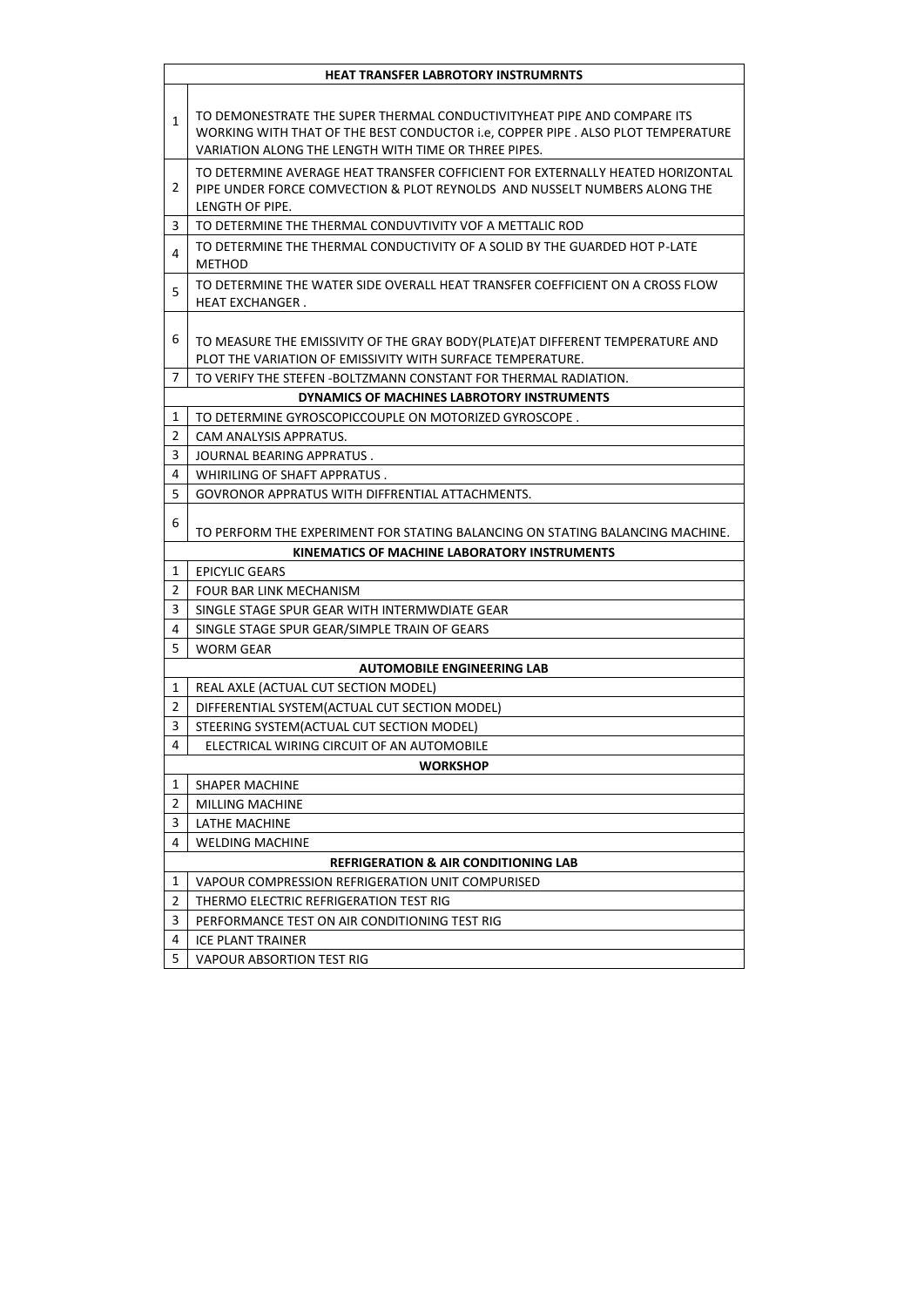| HEAT TRANSFER LABROTORY INSTRUMRNTS | |
|---|---|
| 1 | TO DEMONESTRATE THE SUPER THERMAL CONDUCTIVITYHEAT PIPE AND COMPARE ITS WORKING WITH THAT OF THE BEST CONDUCTOR i.e, COPPER PIPE . ALSO PLOT TEMPERATURE VARIATION ALONG THE LENGTH WITH TIME OR THREE PIPES. |
| 2 | TO DETERMINE AVERAGE HEAT TRANSFER COFFICIENT FOR EXTERNALLY HEATED HORIZONTAL PIPE UNDER FORCE COMVECTION & PLOT REYNOLDS AND NUSSELT NUMBERS ALONG THE LENGTH OF PIPE. |
| 3 | TO DETERMINE THE THERMAL CONDUVTIVITY VOF A METTALIC ROD |
| 4 | TO DETERMINE THE THERMAL CONDUCTIVITY OF A SOLID BY THE GUARDED HOT P-LATE METHOD |
| 5 | TO DETERMINE THE WATER SIDE OVERALL HEAT TRANSFER COEFFICIENT ON A CROSS FLOW HEAT EXCHANGER . |
| 6 | TO MEASURE THE EMISSIVITY OF THE GRAY BODY(PLATE)AT DIFFERENT TEMPERATURE AND PLOT THE VARIATION OF EMISSIVITY WITH SURFACE TEMPERATURE. |
| 7 | TO VERIFY THE STEFEN -BOLTZMANN CONSTANT FOR THERMAL RADIATION. |
| **DYNAMICS OF MACHINES LABROTORY INSTRUMENTS** | |
| 1 | TO DETERMINE GYROSCOPICCOUPLE ON MOTORIZED GYROSCOPE . |
| 2 | CAM ANALYSIS APPRATUS. |
| 3 | JOURNAL BEARING APPRATUS . |
| 4 | WHIRILING OF SHAFT APPRATUS . |
| 5 | GOVRONOR APPRATUS WITH DIFFRENTIAL ATTACHMENTS. |
| 6 | TO PERFORM THE EXPERIMENT FOR STATING BALANCING ON STATING BALANCING MACHINE. |
| **KINEMATICS OF MACHINE LABORATORY INSTRUMENTS** | |
| 1 | EPICYLIC GEARS |
| 2 | FOUR BAR LINK MECHANISM |
| 3 | SINGLE STAGE SPUR GEAR WITH INTERMWDIATE GEAR |
| 4 | SINGLE STAGE SPUR GEAR/SIMPLE TRAIN OF GEARS |
| 5 | WORM GEAR |
| **AUTOMOBILE ENGINEERING LAB** | |
| 1 | REAL AXLE (ACTUAL CUT SECTION MODEL) |
| 2 | DIFFERENTIAL SYSTEM(ACTUAL CUT SECTION MODEL) |
| 3 | STEERING SYSTEM(ACTUAL CUT SECTION MODEL) |
| 4 | ELECTRICAL WIRING CIRCUIT OF AN AUTOMOBILE |
| **WORKSHOP** | |
| 1 | SHAPER MACHINE |
| 2 | MILLING MACHINE |
| 3 | LATHE MACHINE |
| 4 | WELDING MACHINE |
| **REFRIGERATION & AIR CONDITIONING LAB** | |
| 1 | VAPOUR COMPRESSION REFRIGERATION UNIT COMPURISED |
| 2 | THERMO ELECTRIC REFRIGERATION TEST RIG |
| 3 | PERFORMANCE TEST ON AIR CONDITIONING TEST RIG |
| 4 | ICE PLANT TRAINER |
| 5 | VAPOUR ABSORTION TEST RIG |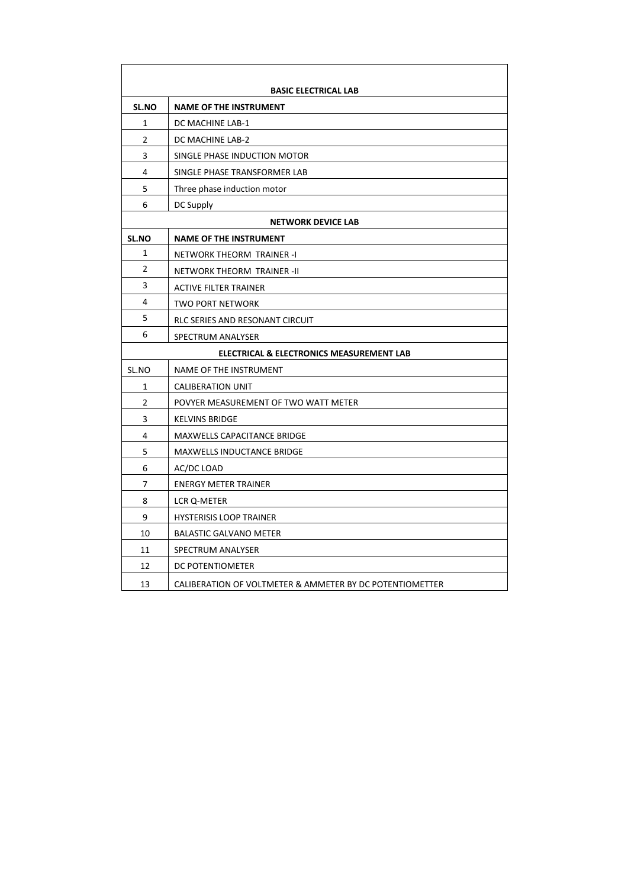| BASIC ELECTRICAL LAB | |
|---|---|
| **SL.NO** | **NAME OF THE INSTRUMENT** |
| 1 | DC MACHINE LAB-1 |
| 2 | DC MACHINE LAB-2 |
| 3 | SINGLE PHASE INDUCTION MOTOR |
| 4 | SINGLE PHASE TRANSFORMER LAB |
| 5 | Three phase induction motor |
| 6 | DC Supply |
| **NETWORK DEVICE LAB** | |
| **SL.NO** | **NAME OF THE INSTRUMENT** |
| 1 | NETWORK THEORM TRAINER -I |
| 2 | NETWORK THEORM TRAINER -II |
| 3 | ACTIVE FILTER TRAINER |
| 4 | TWO PORT NETWORK |
| 5 | RLC SERIES AND RESONANT CIRCUIT |
| 6 | SPECTRUM ANALYSER |
| **ELECTRICAL & ELECTRONICS MEASUREMENT LAB** | |
| SL.NO | NAME OF THE INSTRUMENT |
| 1 | CALIBERATION UNIT |
| 2 | POVYER MEASUREMENT OF TWO WATT METER |
| 3 | KELVINS BRIDGE |
| 4 | MAXWELLS CAPACITANCE BRIDGE |
| 5 | MAXWELLS INDUCTANCE BRIDGE |
| 6 | AC/DC LOAD |
| 7 | ENERGY METER TRAINER |
| 8 | LCR Q-METER |
| 9 | HYSTERISIS LOOP TRAINER |
| 10 | BALASTIC GALVANO METER |
| 11 | SPECTRUM ANALYSER |
| 12 | DC POTENTIOMETER |
| 13 | CALIBERATION OF VOLTMETER & AMMETER BY DC POTENTIOMETTER |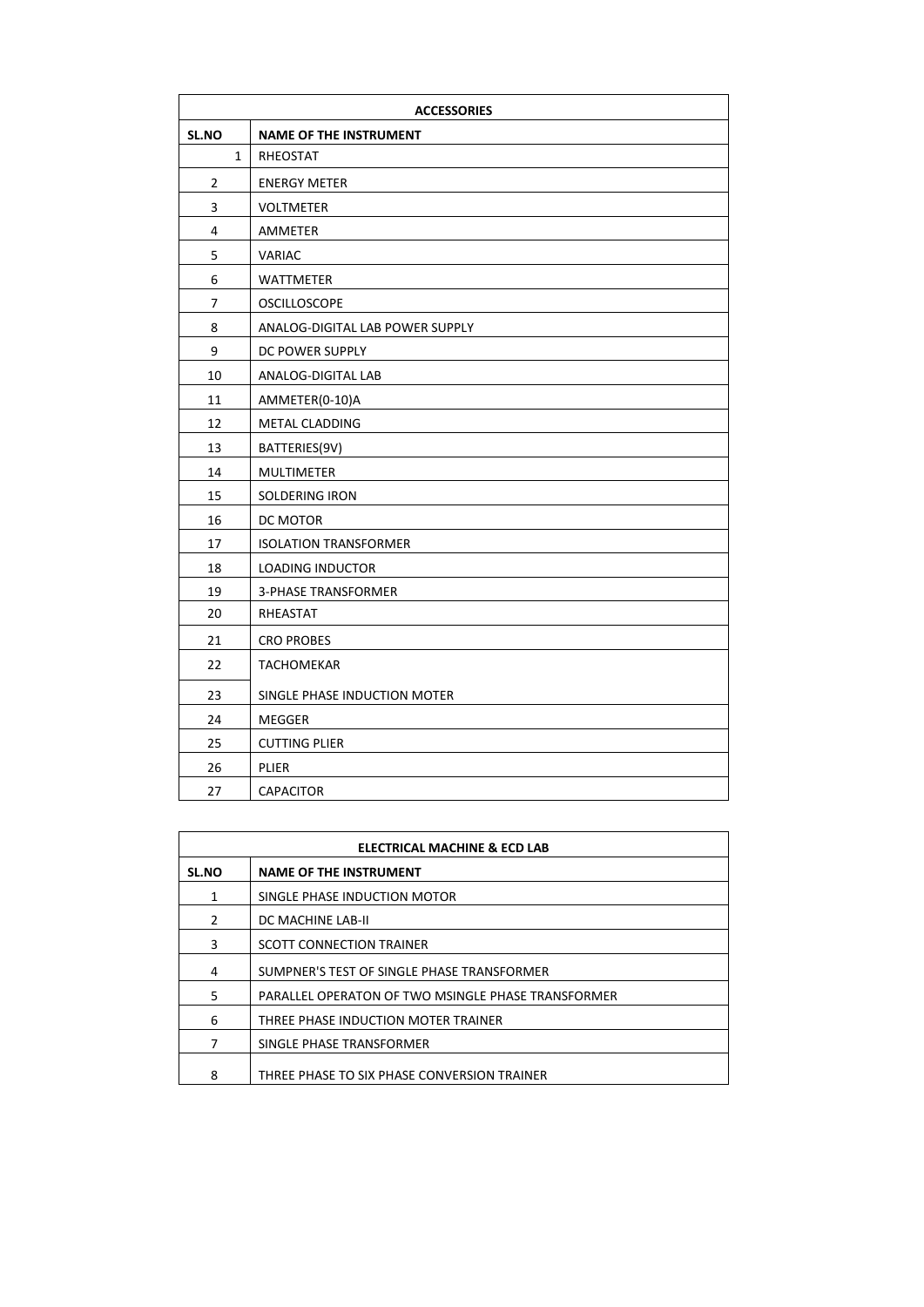| ACCESSORIES | |
|---|---|
| **SL.NO** | **NAME OF THE INSTRUMENT** |
| 1 | RHEOSTAT |
| 2 | ENERGY METER |
| 3 | VOLTMETER |
| 4 | AMMETER |
| 5 | VARIAC |
| 6 | WATTMETER |
| 7 | OSCILLOSCOPE |
| 8 | ANALOG-DIGITAL LAB POWER SUPPLY |
| 9 | DC POWER SUPPLY |
| 10 | ANALOG-DIGITAL LAB |
| 11 | AMMETER(0-10)A |
| 12 | METAL CLADDING |
| 13 | BATTERIES(9V) |
| 14 | MULTIMETER |
| 15 | SOLDERING IRON |
| 16 | DC MOTOR |
| 17 | ISOLATION TRANSFORMER |
| 18 | LOADING INDUCTOR |
| 19 | 3-PHASE TRANSFORMER |
| 20 | RHEASTAT |
| 21 | CRO PROBES |
| 22 | TACHOMEKAR |
| 23 | SINGLE PHASE INDUCTION MOTER |
| 24 | MEGGER |
| 25 | CUTTING PLIER |
| 26 | PLIER |
| 27 | CAPACITOR |

| ELECTRICAL MACHINE & ECD LAB | |
|---|---|
| **SL.NO** | **NAME OF THE INSTRUMENT** |
| 1 | SINGLE PHASE INDUCTION MOTOR |
| 2 | DC MACHINE LAB-II |
| 3 | SCOTT CONNECTION TRAINER |
| 4 | SUMPNER'S TEST OF SINGLE PHASE TRANSFORMER |
| 5 | PARALLEL OPERATON OF TWO MSINGLE PHASE TRANSFORMER |
| 6 | THREE PHASE INDUCTION MOTER TRAINER |
| 7 | SINGLE PHASE TRANSFORMER |
| 8 | THREE PHASE TO SIX PHASE CONVERSION TRAINER |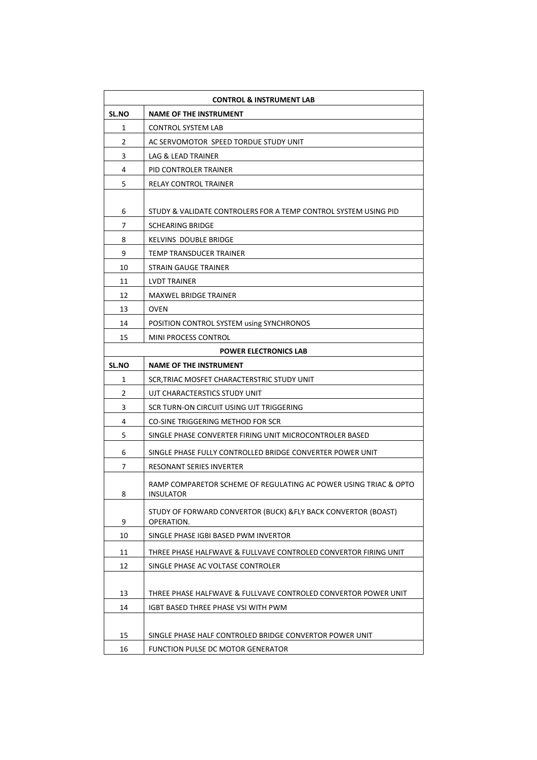| CONTROL & INSTRUMENT LAB | |
|---|---|
| **SL.NO** | **NAME OF THE INSTRUMENT** |
| 1 | CONTROL SYSTEM LAB |
| 2 | AC SERVOMOTOR SPEED TORDUE STUDY UNIT |
| 3 | LAG & LEAD TRAINER |
| 4 | PID CONTROLER TRAINER |
| 5 | RELAY CONTROL TRAINER |
| 6 | STUDY & VALIDATE CONTROLERS FOR A TEMP CONTROL SYSTEM USING PID |
| 7 | SCHEARING BRIDGE |
| 8 | KELVINS DOUBLE BRIDGE |
| 9 | TEMP TRANSDUCER TRAINER |
| 10 | STRAIN GAUGE TRAINER |
| 11 | LVDT TRAINER |
| 12 | MAXWEL BRIDGE TRAINER |
| 13 | OVEN |
| 14 | POSITION CONTROL SYSTEM using SYNCHRONOS |
| 15 | MINI PROCESS CONTROL |
| | **POWER ELECTRONICS LAB** |
| **SL.NO** | **NAME OF THE INSTRUMENT** |
| 1 | SCR,TRIAC MOSFET CHARACTERSTRIC STUDY UNIT |
| 2 | UJT CHARACTERSTICS STUDY UNIT |
| 3 | SCR TURN-ON CIRCUIT USING UJT TRIGGERING |
| 4 | CO-SINE TRIGGERING METHOD FOR SCR |
| 5 | SINGLE PHASE CONVERTER FIRING UNIT MICROCONTROLER BASED |
| 6 | SINGLE PHASE FULLY CONTROLLED BRIDGE CONVERTER POWER UNIT |
| 7 | RESONANT SERIES INVERTER |
| 8 | RAMP COMPARETOR SCHEME OF REGULATING AC POWER USING TRIAC & OPTO INSULATOR |
| 9 | STUDY OF FORWARD CONVERTOR (BUCK) &FLY BACK CONVERTOR (BOAST) OPERATION. |
| 10 | SINGLE PHASE IGBI BASED PWM INVERTOR |
| 11 | THREE PHASE HALFWAVE & FULLVAVE CONTROLED CONVERTOR FIRING UNIT |
| 12 | SINGLE PHASE AC VOLTASE CONTROLER |
| 13 | THREE PHASE HALFWAVE & FULLVAVE CONTROLED CONVERTOR POWER UNIT |
| 14 | IGBT BASED THREE PHASE VSI WITH PWM |
| 15 | SINGLE PHASE HALF CONTROLED BRIDGE CONVERTOR POWER UNIT |
| 16 | FUNCTION PULSE DC MOTOR GENERATOR |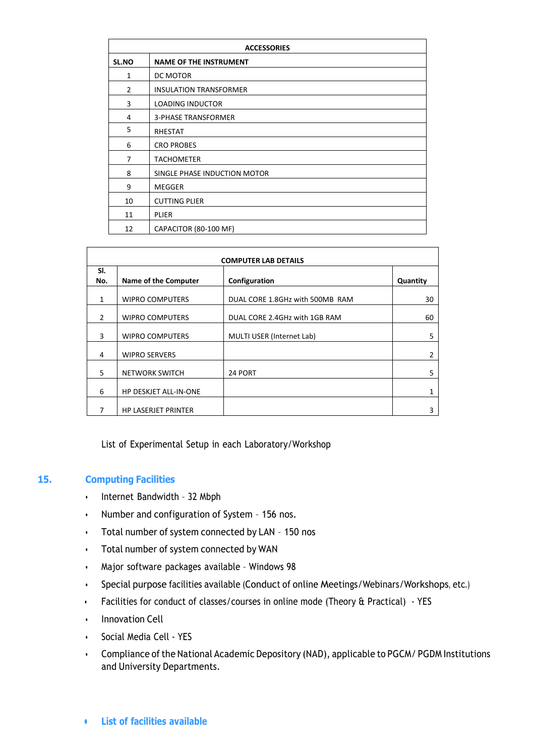| ACCESSORIES | |
|---|---|
| SL.NO | NAME OF THE INSTRUMENT |
| 1 | DC MOTOR |
| 2 | INSULATION TRANSFORMER |
| 3 | LOADING INDUCTOR |
| 4 | 3-PHASE TRANSFORMER |
| 5 | RHESTAT |
| 6 | CRO PROBES |
| 7 | TACHOMETER |
| 8 | SINGLE PHASE INDUCTION MOTOR |
| 9 | MEGGER |
| 10 | CUTTING PLIER |
| 11 | PLIER |
| 12 | CAPACITOR (80-100 MF) |

| COMPUTER LAB DETAILS | | | |
|---|---|---|---|
| Sl. No. | Name of the Computer | Configuration | Quantity |
| 1 | WIPRO COMPUTERS | DUAL CORE 1.8GHz with 500MB RAM | 30 |
| 2 | WIPRO COMPUTERS | DUAL CORE 2.4GHz with 1GB RAM | 60 |
| 3 | WIPRO COMPUTERS | MULTI USER (Internet Lab) | 5 |
| 4 | WIPRO SERVERS | | 2 |
| 5 | NETWORK SWITCH | 24 PORT | 5 |
| 6 | HP DESKJET ALL-IN-ONE | | 1 |
| 7 | HP LASERJET PRINTER | | 3 |

List of Experimental Setup in each Laboratory/Workshop

## 15. Computing Facilities

- Internet Bandwidth – 32 Mbph
- Number and configuration of System – 156 nos.
- Total number of system connected by LAN – 150 nos
- Total number of system connected by WAN
- Major software packages available – Windows 98
- Special purpose facilities available (Conduct of online Meetings/Webinars/Workshops, etc.)
- Facilities for conduct of classes/courses in online mode (Theory & Practical) - YES
- Innovation Cell
- Social Media Cell - YES
- Compliance of the National Academic Depository (NAD), applicable to PGCM/ PGDM Institutions and University Departments.

- **List of facilities available**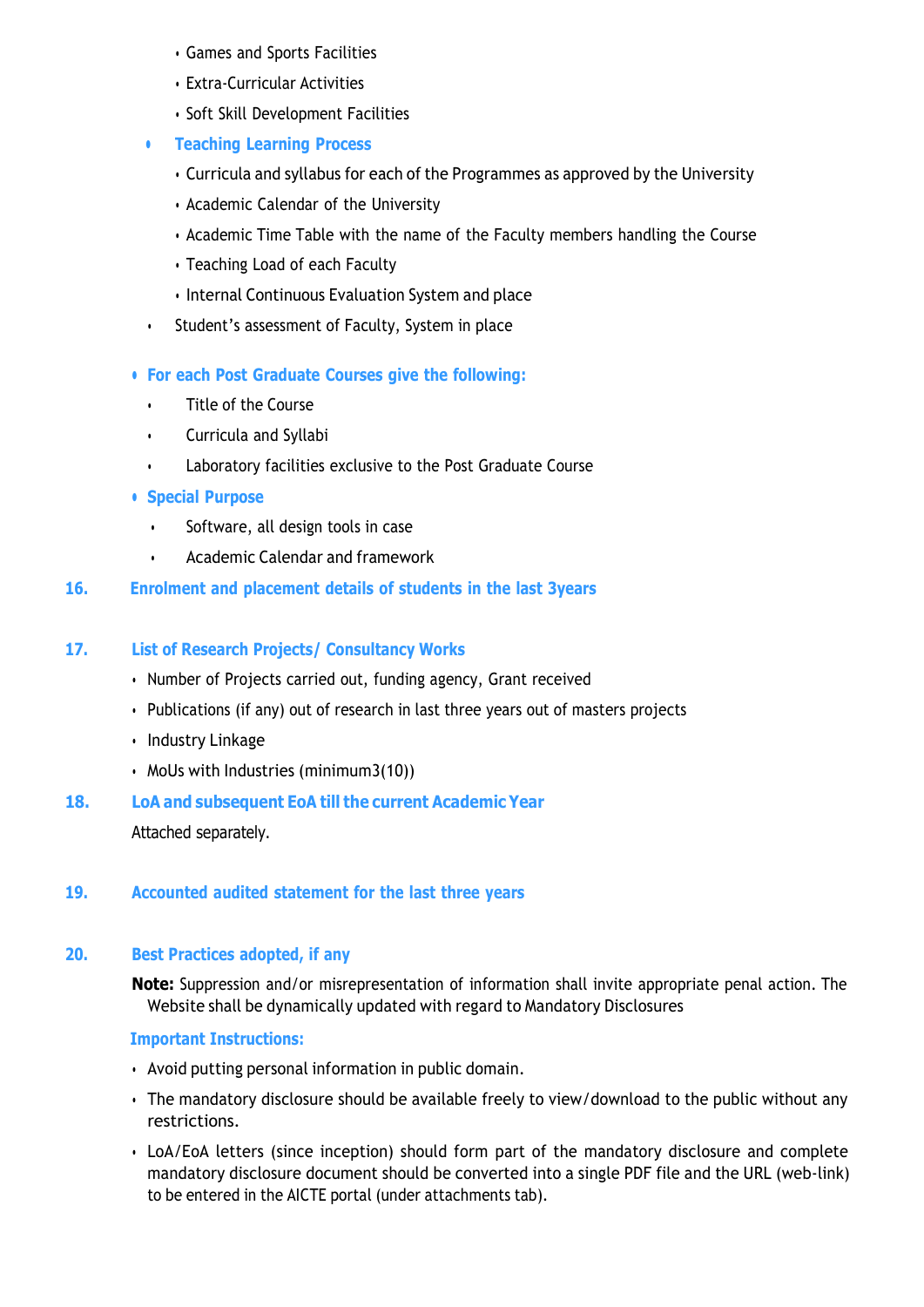- Games and Sports Facilities
- Extra-Curricular Activities
- Soft Skill Development Facilities

- **Teaching Learning Process**
  - Curricula and syllabus for each of the Programmes as approved by the University
  - Academic Calendar of the University
  - Academic Time Table with the name of the Faculty members handling the Course
  - Teaching Load of each Faculty
  - Internal Continuous Evaluation System and place
- Student's assessment of Faculty, System in place

- **For each Post Graduate Courses give the following:**
  - Title of the Course
  - Curricula and Syllabi
  - Laboratory facilities exclusive to the Post Graduate Course
- **Special Purpose**
  - Software, all design tools in case
  - Academic Calendar and framework

## 16. Enrolment and placement details of students in the last 3years

## 17. List of Research Projects/ Consultancy Works

- Number of Projects carried out, funding agency, Grant received
- Publications (if any) out of research in last three years out of masters projects
- Industry Linkage
- MoUs with Industries (minimum3(10))

## 18. LoA and subsequent EoA till the current Academic Year

Attached separately.

## 19. Accounted audited statement for the last three years

## 20. Best Practices adopted, if any

**Note:** Suppression and/or misrepresentation of information shall invite appropriate penal action. The Website shall be dynamically updated with regard to Mandatory Disclosures

**Important Instructions:**

- Avoid putting personal information in public domain.
- The mandatory disclosure should be available freely to view/download to the public without any restrictions.
- LoA/EoA letters (since inception) should form part of the mandatory disclosure and complete mandatory disclosure document should be converted into a single PDF file and the URL (web-link) to be entered in the AICTE portal (under attachments tab).